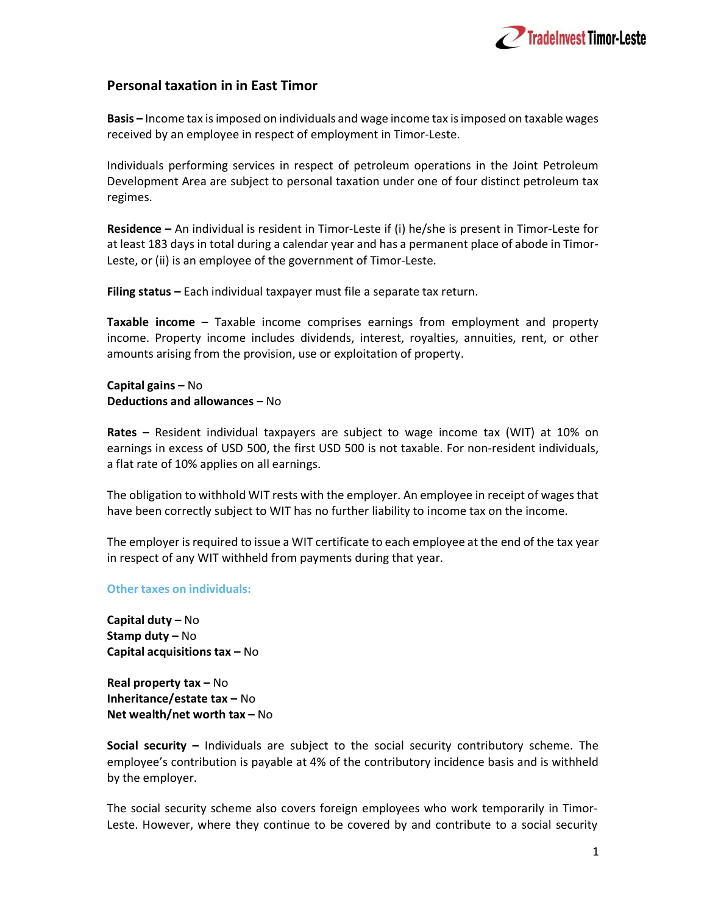# Personal taxation in in East Timor

**Basis –** Income tax is imposed on individuals and wage income tax is imposed on taxable wages received by an employee in respect of employment in Timor-Leste.

Individuals performing services in respect of petroleum operations in the Joint Petroleum Development Area are subject to personal taxation under one of four distinct petroleum tax regimes.

**Residence –** An individual is resident in Timor-Leste if (i) he/she is present in Timor-Leste for at least 183 days in total during a calendar year and has a permanent place of abode in Timor-Leste, or (ii) is an employee of the government of Timor-Leste.

**Filing status –** Each individual taxpayer must file a separate tax return.

**Taxable income –** Taxable income comprises earnings from employment and property income. Property income includes dividends, interest, royalties, annuities, rent, or other amounts arising from the provision, use or exploitation of property.

**Capital gains –** No
**Deductions and allowances –** No

**Rates –** Resident individual taxpayers are subject to wage income tax (WIT) at 10% on earnings in excess of USD 500, the first USD 500 is not taxable. For non-resident individuals, a flat rate of 10% applies on all earnings.

The obligation to withhold WIT rests with the employer. An employee in receipt of wages that have been correctly subject to WIT has no further liability to income tax on the income.

The employer is required to issue a WIT certificate to each employee at the end of the tax year in respect of any WIT withheld from payments during that year.

## Other taxes on individuals:

**Capital duty –** No
**Stamp duty –** No
**Capital acquisitions tax –** No

**Real property tax –** No
**Inheritance/estate tax –** No
**Net wealth/net worth tax –** No

**Social security –** Individuals are subject to the social security contributory scheme. The employee's contribution is payable at 4% of the contributory incidence basis and is withheld by the employer.

The social security scheme also covers foreign employees who work temporarily in Timor-Leste. However, where they continue to be covered by and contribute to a social security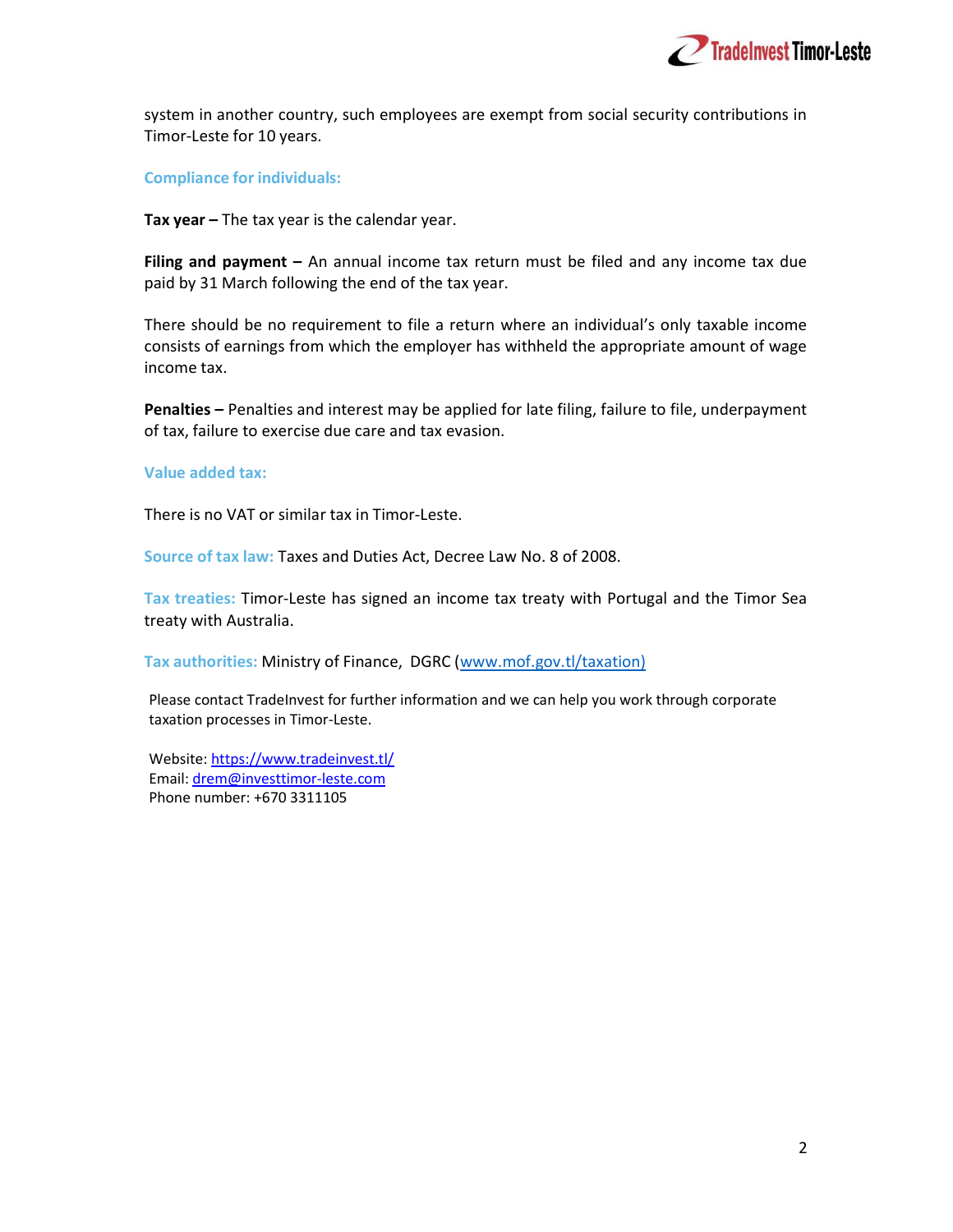system in another country, such employees are exempt from social security contributions in Timor-Leste for 10 years.

## Compliance for individuals:

**Tax year –** The tax year is the calendar year.

**Filing and payment –** An annual income tax return must be filed and any income tax due paid by 31 March following the end of the tax year.

There should be no requirement to file a return where an individual's only taxable income consists of earnings from which the employer has withheld the appropriate amount of wage income tax.

**Penalties –** Penalties and interest may be applied for late filing, failure to file, underpayment of tax, failure to exercise due care and tax evasion.

## Value added tax:

There is no VAT or similar tax in Timor-Leste.

**Source of tax law:** Taxes and Duties Act, Decree Law No. 8 of 2008.

**Tax treaties:** Timor-Leste has signed an income tax treaty with Portugal and the Timor Sea treaty with Australia.

**Tax authorities:** Ministry of Finance, DGRC (www.mof.gov.tl/taxation)

Please contact TradeInvest for further information and we can help you work through corporate taxation processes in Timor-Leste.

Website: https://www.tradeinvest.tl/
Email: drem@investtimor-leste.com
Phone number: +670 3311105